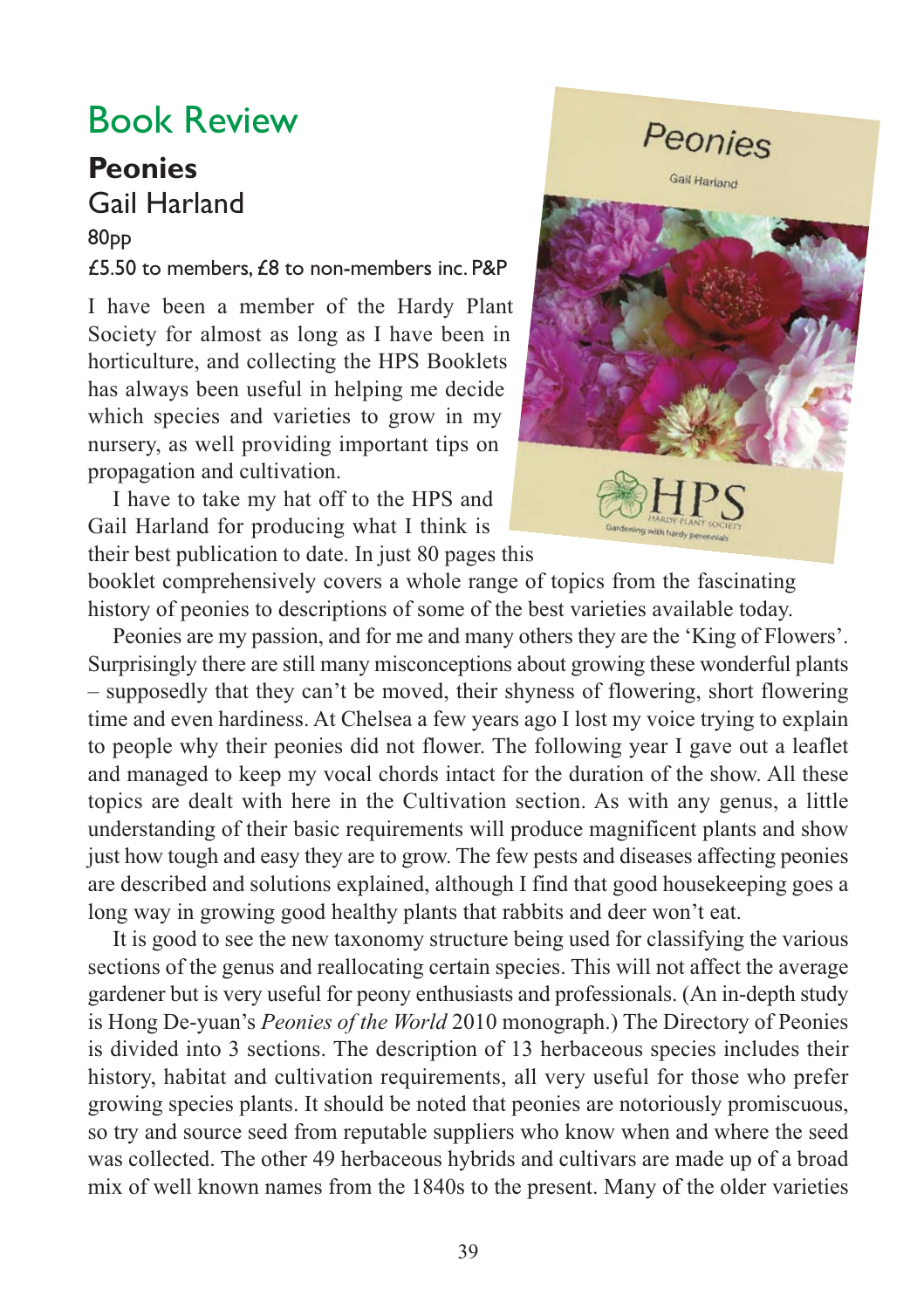# Book Review

## Peonies

Gail Harland

80pp

£5.50 to members, £8 to non-members inc. P&P

I have been a member of the Hardy Plant Society for almost as long as I have been in horticulture, and collecting the HPS Booklets has always been useful in helping me decide which species and varieties to grow in my nursery, as well providing important tips on propagation and cultivation.

I have to take my hat off to the HPS and Gail Harland for producing what I think is their best publication to date. In just 80 pages this booklet comprehensively covers a whole range of topics from the fascinating history of peonies to descriptions of some of the best varieties available today.

Peonies are my passion, and for me and many others they are the 'King of Flowers'. Surprisingly there are still many misconceptions about growing these wonderful plants – supposedly that they can't be moved, their shyness of flowering, short flowering time and even hardiness. At Chelsea a few years ago I lost my voice trying to explain to people why their peonies did not flower. The following year I gave out a leaflet and managed to keep my vocal chords intact for the duration of the show. All these topics are dealt with here in the Cultivation section. As with any genus, a little understanding of their basic requirements will produce magnificent plants and show just how tough and easy they are to grow. The few pests and diseases affecting peonies are described and solutions explained, although I find that good housekeeping goes a long way in growing good healthy plants that rabbits and deer won't eat.

It is good to see the new taxonomy structure being used for classifying the various sections of the genus and reallocating certain species. This will not affect the average gardener but is very useful for peony enthusiasts and professionals. (An in-depth study is Hong De-yuan's *Peonies of the World* 2010 monograph.) The Directory of Peonies is divided into 3 sections. The description of 13 herbaceous species includes their history, habitat and cultivation requirements, all very useful for those who prefer growing species plants. It should be noted that peonies are notoriously promiscuous, so try and source seed from reputable suppliers who know when and where the seed was collected. The other 49 herbaceous hybrids and cultivars are made up of a broad mix of well known names from the 1840s to the present. Many of the older varieties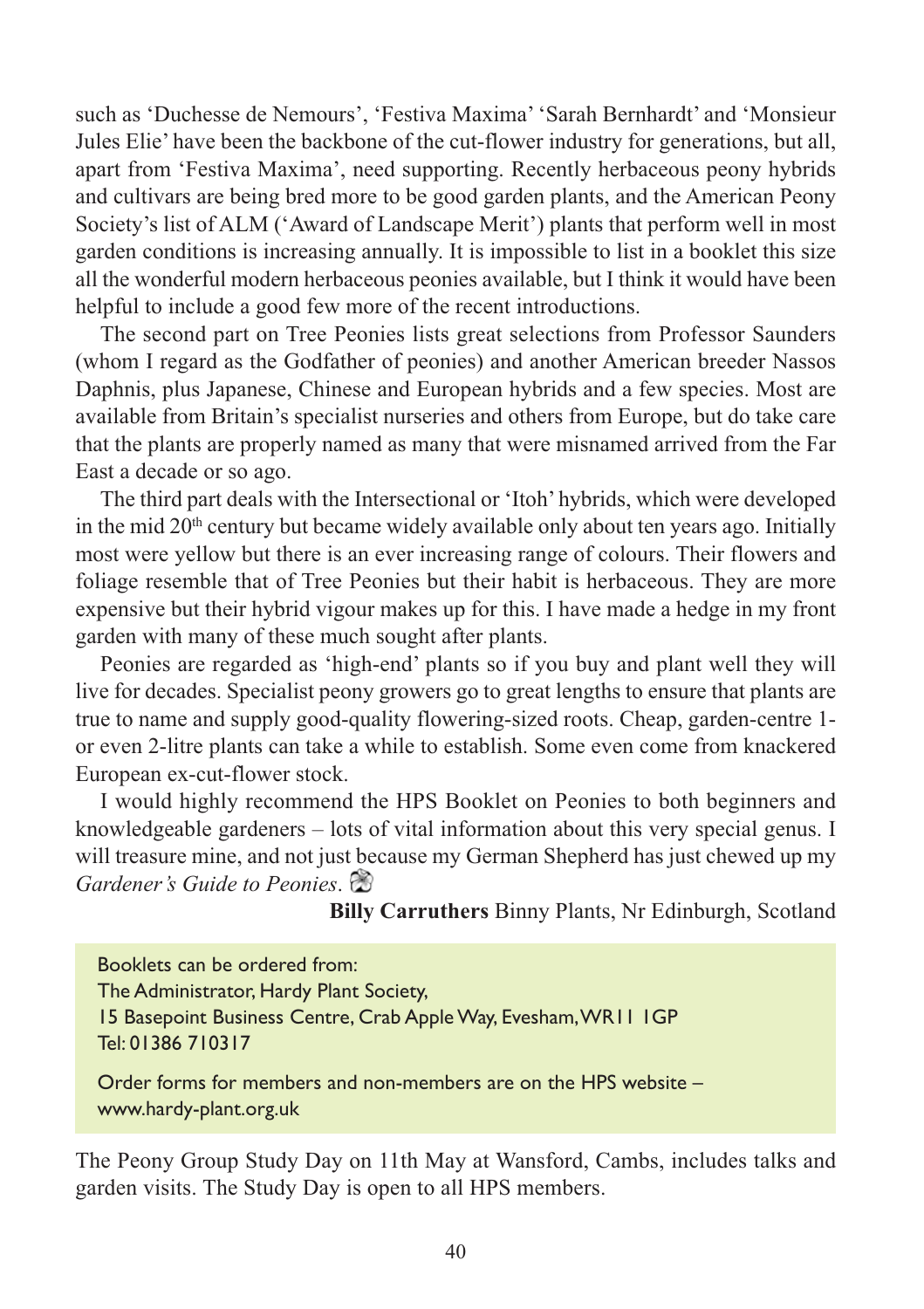such as 'Duchesse de Nemours', 'Festiva Maxima' 'Sarah Bernhardt' and 'Monsieur Jules Elie' have been the backbone of the cut-flower industry for generations, but all, apart from 'Festiva Maxima', need supporting. Recently herbaceous peony hybrids and cultivars are being bred more to be good garden plants, and the American Peony Society's list of ALM ('Award of Landscape Merit') plants that perform well in most garden conditions is increasing annually. It is impossible to list in a booklet this size all the wonderful modern herbaceous peonies available, but I think it would have been helpful to include a good few more of the recent introductions.

The second part on Tree Peonies lists great selections from Professor Saunders (whom I regard as the Godfather of peonies) and another American breeder Nassos Daphnis, plus Japanese, Chinese and European hybrids and a few species. Most are available from Britain's specialist nurseries and others from Europe, but do take care that the plants are properly named as many that were misnamed arrived from the Far East a decade or so ago.

The third part deals with the Intersectional or 'Itoh' hybrids, which were developed in the mid 20th century but became widely available only about ten years ago. Initially most were yellow but there is an ever increasing range of colours. Their flowers and foliage resemble that of Tree Peonies but their habit is herbaceous. They are more expensive but their hybrid vigour makes up for this. I have made a hedge in my front garden with many of these much sought after plants.

Peonies are regarded as 'high-end' plants so if you buy and plant well they will live for decades. Specialist peony growers go to great lengths to ensure that plants are true to name and supply good-quality flowering-sized roots. Cheap, garden-centre 1- or even 2-litre plants can take a while to establish. Some even come from knackered European ex-cut-flower stock.

I would highly recommend the HPS Booklet on Peonies to both beginners and knowledgeable gardeners – lots of vital information about this very special genus. I will treasure mine, and not just because my German Shepherd has just chewed up my *Gardener's Guide to Peonies*.

**Billy Carruthers** Binny Plants, Nr Edinburgh, Scotland

Booklets can be ordered from:
The Administrator, Hardy Plant Society,
15 Basepoint Business Centre, Crab Apple Way, Evesham, WR11 1GP
Tel: 01386 710317

Order forms for members and non-members are on the HPS website – www.hardy-plant.org.uk

The Peony Group Study Day on 11th May at Wansford, Cambs, includes talks and garden visits. The Study Day is open to all HPS members.